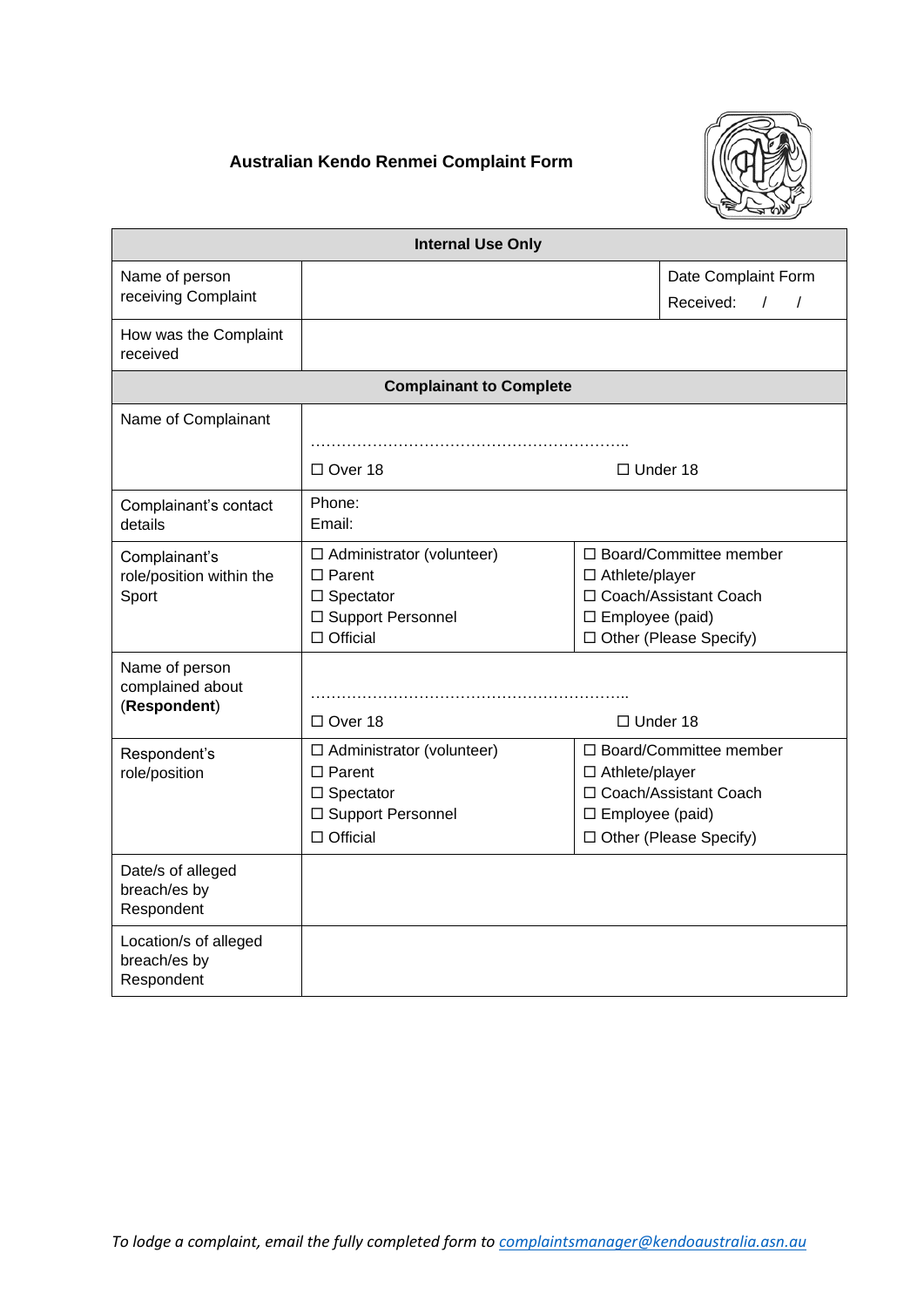# Australian Kendo Renmei Complaint Form

| **Internal Use Only** | | |
|---|---|---|
| Name of person receiving Complaint | | Date Complaint Form Received: / / |
| How was the Complaint received | | |
| **Complainant to Complete** | | |
| Name of Complainant | ……………………………………………………….. ☐ Over 18 | ☐ Under 18 |
| Complainant's contact details | Phone: Email: | |
| Complainant's role/position within the Sport | ☐ Administrator (volunteer) ☐ Parent ☐ Spectator ☐ Support Personnel ☐ Official | ☐ Board/Committee member ☐ Athlete/player ☐ Coach/Assistant Coach ☐ Employee (paid) ☐ Other (Please Specify) |
| Name of person complained about (**Respondent**) | ……………………………………………………….. ☐ Over 18 | ☐ Under 18 |
| Respondent's role/position | ☐ Administrator (volunteer) ☐ Parent ☐ Spectator ☐ Support Personnel ☐ Official | ☐ Board/Committee member ☐ Athlete/player ☐ Coach/Assistant Coach ☐ Employee (paid) ☐ Other (Please Specify) |
| Date/s of alleged breach/es by Respondent | | |
| Location/s of alleged breach/es by Respondent | | |

*To lodge a complaint, email the fully completed form to complaintsmanager@kendoaustralia.asn.au*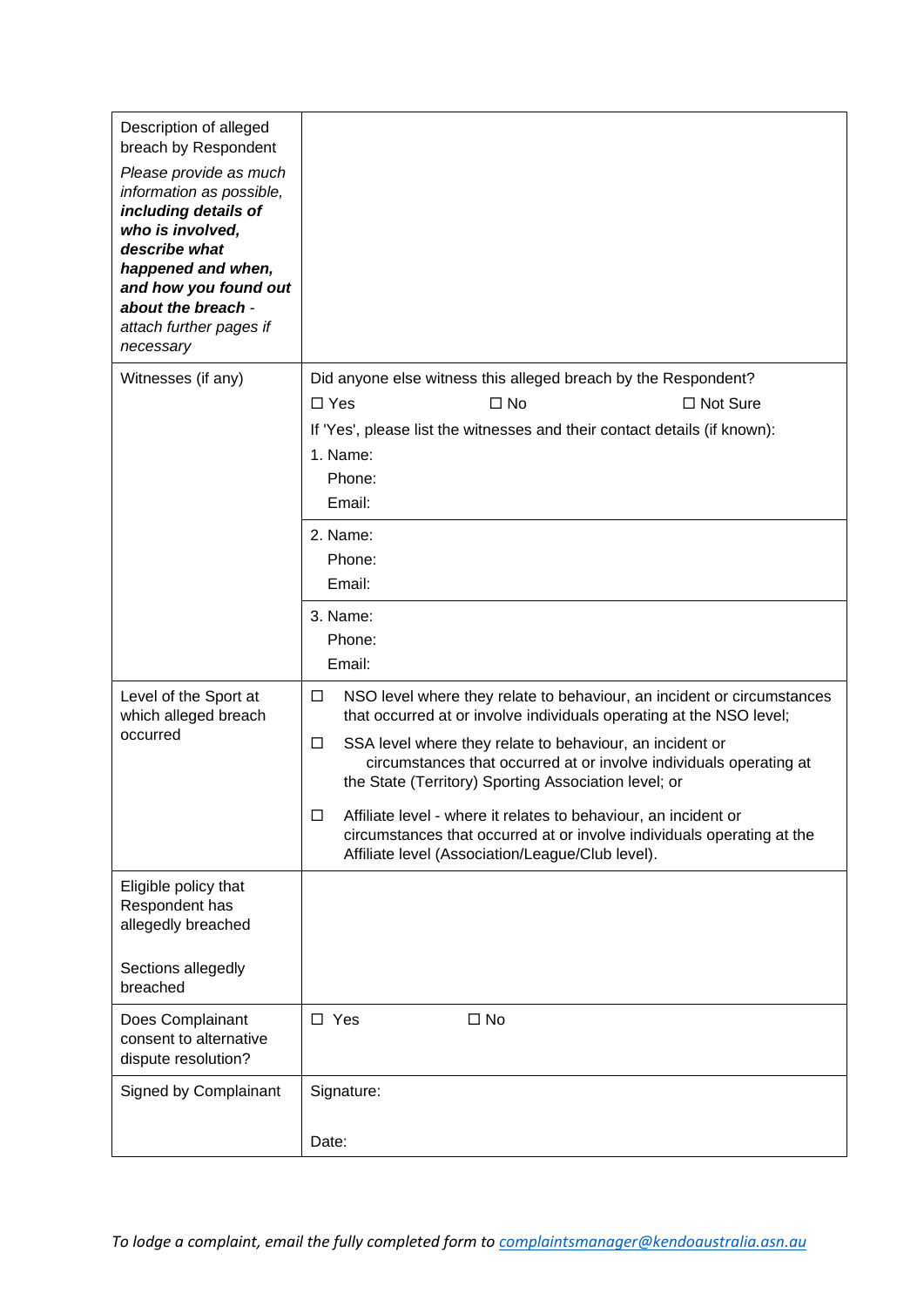| | |
|---|---|
| Description of alleged breach by Respondent<br>*Please provide as much information as possible, **including details of who is involved, describe what happened and when, and how you found out about the breach** - attach further pages if necessary* | |
| Witnesses (if any) | Did anyone else witness this alleged breach by the Respondent?<br>☐ Yes ☐ No ☐ Not Sure<br>If 'Yes', please list the witnesses and their contact details (if known):<br>1. Name:<br>Phone:<br>Email: |
| | 2. Name:<br>Phone:<br>Email: |
| | 3. Name:<br>Phone:<br>Email: |
| Level of the Sport at which alleged breach occurred | ☐ NSO level where they relate to behaviour, an incident or circumstances that occurred at or involve individuals operating at the NSO level;<br>☐ SSA level where they relate to behaviour, an incident or circumstances that occurred at or involve individuals operating at the State (Territory) Sporting Association level; or<br>☐ Affiliate level - where it relates to behaviour, an incident or circumstances that occurred at or involve individuals operating at the Affiliate level (Association/League/Club level). |
| Eligible policy that Respondent has allegedly breached<br><br>Sections allegedly breached | |
| Does Complainant consent to alternative dispute resolution? | ☐ Yes ☐ No |
| Signed by Complainant | Signature:<br><br>Date: |

*To lodge a complaint, email the fully completed form to [complaintsmanager@kendoaustralia.asn.au](mailto:complaintsmanager@kendoaustralia.asn.au)*